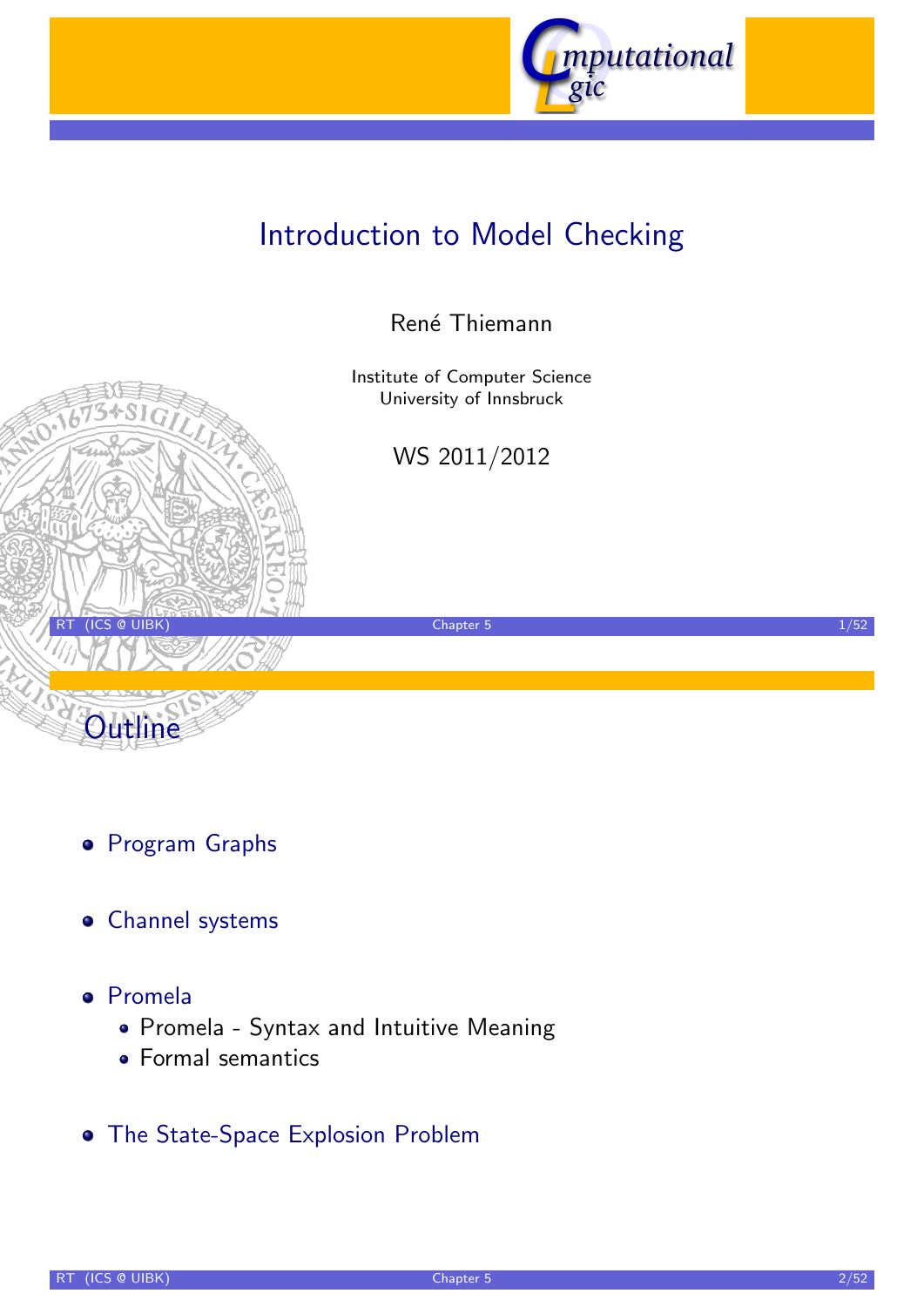# Introduction to Model Checking

René Thiemann

Institute of Computer Science
University of Innsbruck

WS 2011/2012

## Outline

- Program Graphs
- Channel systems
- Promela
  - Promela - Syntax and Intuitive Meaning
  - Formal semantics
- The State-Space Explosion Problem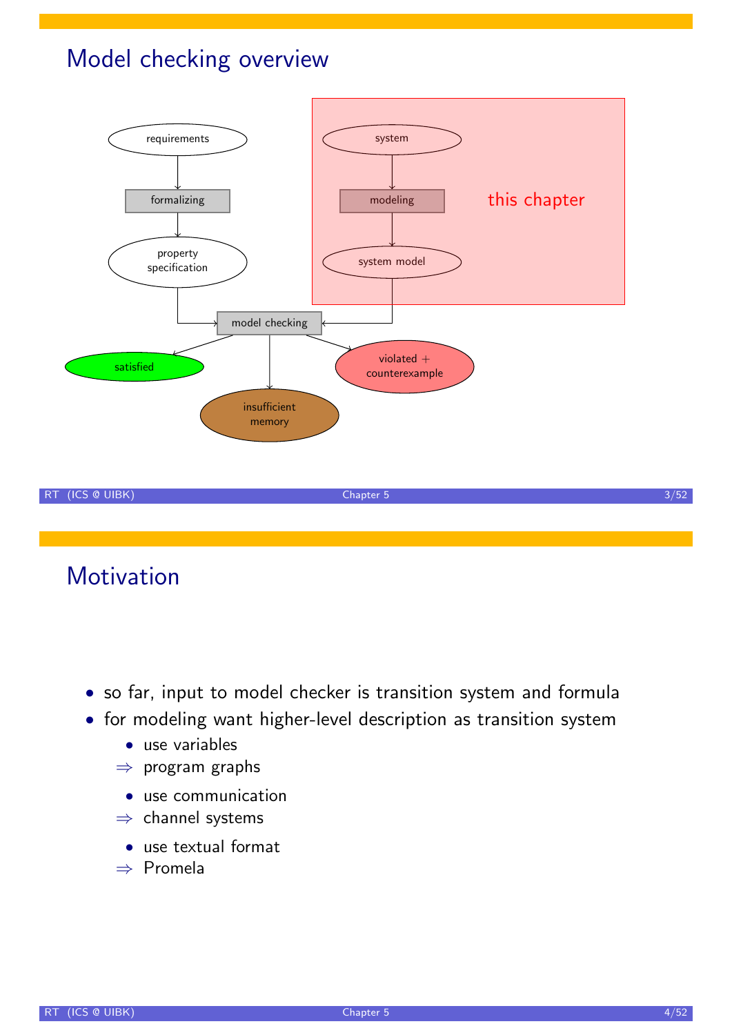# Model checking overview

requirements → formalizing → property specification

system → modeling → system model (this chapter)

property specification + system model → model checking → satisfied / insufficient memory / violated + counterexample

# Motivation

- so far, input to model checker is transition system and formula
- for modeling want higher-level description as transition system
  - use variables
  
  ⇒ program graphs
  - use communication
  
  ⇒ channel systems
  - use textual format
  
  ⇒ Promela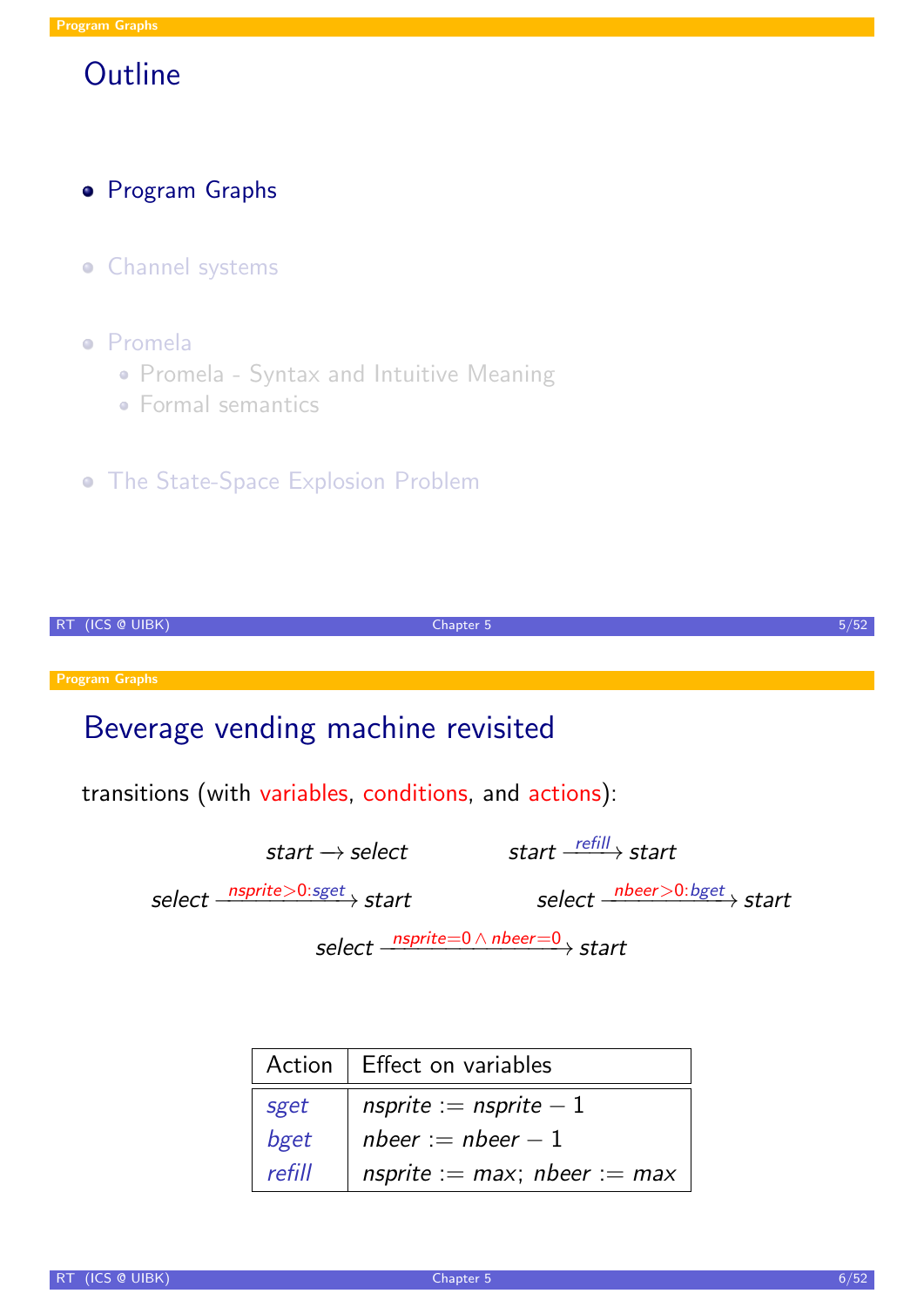## Outline

- Program Graphs
- Channel systems
- Promela
  - Promela - Syntax and Intuitive Meaning
  - Formal semantics
- The State-Space Explosion Problem

## Beverage vending machine revisited

transitions (with variables, conditions, and actions):

$$\mathit{start} \longrightarrow \mathit{select} \qquad \mathit{start} \xrightarrow{\mathit{refill}} \mathit{start}$$

$$\mathit{select} \xrightarrow{\mathit{nsprite}>0:\mathit{sget}} \mathit{start} \qquad \mathit{select} \xrightarrow{\mathit{nbeer}>0:\mathit{bget}} \mathit{start}$$

$$\mathit{select} \xrightarrow{\mathit{nsprite}=0 \wedge \mathit{nbeer}=0} \mathit{start}$$

| Action | Effect on variables |
|---|---|
| *sget* | $\mathit{nsprite} := \mathit{nsprite} - 1$ |
| *bget* | $\mathit{nbeer} := \mathit{nbeer} - 1$ |
| *refill* | $\mathit{nsprite} := \mathit{max}$; $\mathit{nbeer} := \mathit{max}$ |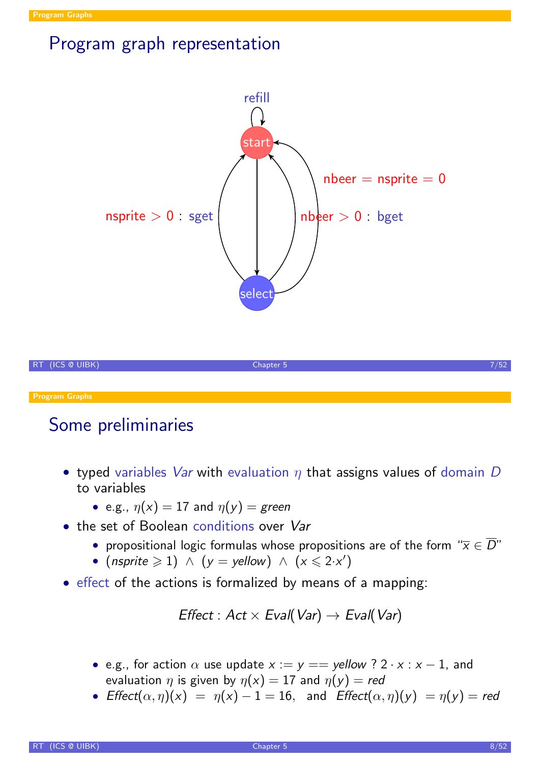## Program graph representation

refill

start

nbeer = nsprite = 0

nsprite > 0 : sget

nbeer > 0 : bget

select

## Some preliminaries

- typed variables *Var* with evaluation $\eta$ that assigns values of domain $D$ to variables
  - e.g., $\eta(x) = 17$ and $\eta(y) = green$
- the set of Boolean conditions over *Var*
  - propositional logic formulas whose propositions are of the form "$\overline{x} \in \overline{D}$"
  - $(nsprite \geqslant 1) \ \wedge \ (y = yellow) \ \wedge \ (x \leqslant 2 \cdot x')$
- effect of the actions is formalized by means of a mapping:

$$Effect : Act \times Eval(Var) \rightarrow Eval(Var)$$

  - e.g., for action $\alpha$ use update $x := y == yellow \ ? \ 2 \cdot x : x - 1$, and evaluation $\eta$ is given by $\eta(x) = 17$ and $\eta(y) = red$
  - $Effect(\alpha, \eta)(x) \ = \ \eta(x) - 1 = 16$, and $Effect(\alpha, \eta)(y) \ = \eta(y) = red$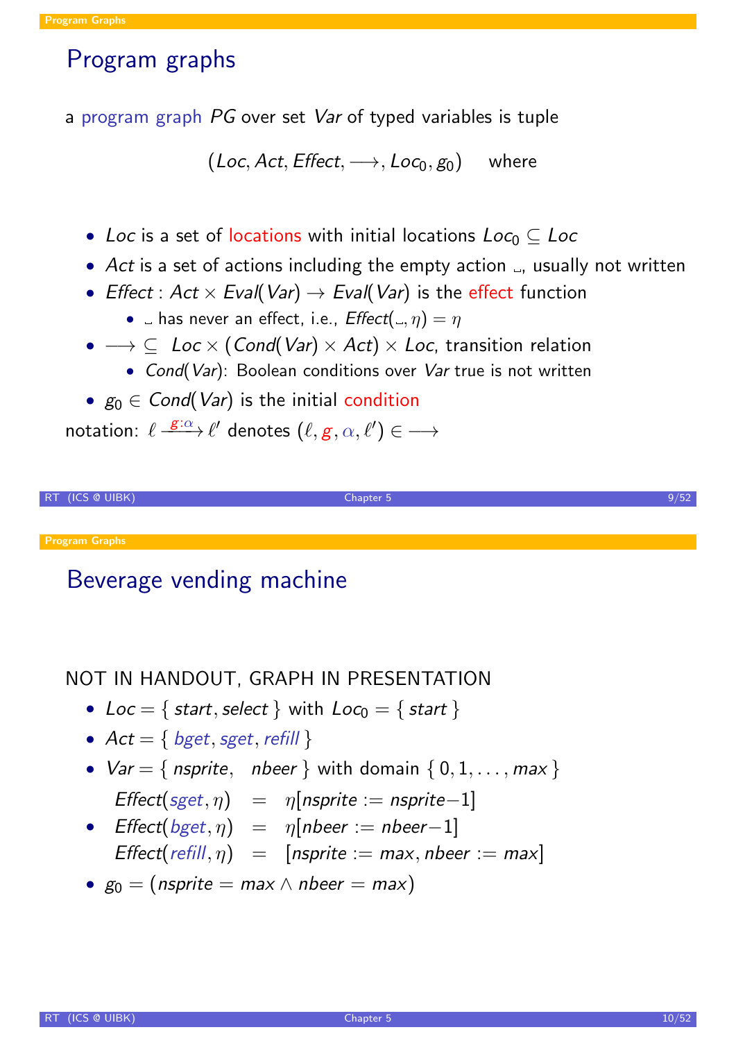## Program graphs

a program graph $PG$ over set $Var$ of typed variables is tuple

$$(Loc, Act, Effect, \longrightarrow, Loc_0, g_0) \quad \text{where}$$

- $Loc$ is a set of locations with initial locations $Loc_0 \subseteq Loc$
- $Act$ is a set of actions including the empty action ␣, usually not written
- $Effect : Act \times Eval(Var) \rightarrow Eval(Var)$ is the effect function
  - ␣ has never an effect, i.e., $Effect(␣, \eta) = \eta$
- $\longrightarrow \subseteq \; Loc \times (Cond(Var) \times Act) \times Loc$, transition relation
  - $Cond(Var)$: Boolean conditions over $Var$ true is not written
- $g_0 \in Cond(Var)$ is the initial condition

notation: $\ell \xrightarrow{g:\alpha} \ell'$ denotes $(\ell, g, \alpha, \ell') \in \longrightarrow$

## Beverage vending machine

NOT IN HANDOUT, GRAPH IN PRESENTATION

- $Loc = \{\, start, select \,\}$ with $Loc_0 = \{\, start \,\}$
- $Act = \{\, bget, sget, refill \,\}$
- $Var = \{\, nsprite, \;\; nbeer \,\}$ with domain $\{\, 0, 1, \ldots, max \,\}$
- $$\begin{aligned} Effect(sget, \eta) &= \eta[nsprite := nsprite - 1] \\ Effect(bget, \eta) &= \eta[nbeer := nbeer - 1] \\ Effect(refill, \eta) &= [nsprite := max, nbeer := max] \end{aligned}$$
- $g_0 = (nsprite = max \wedge nbeer = max)$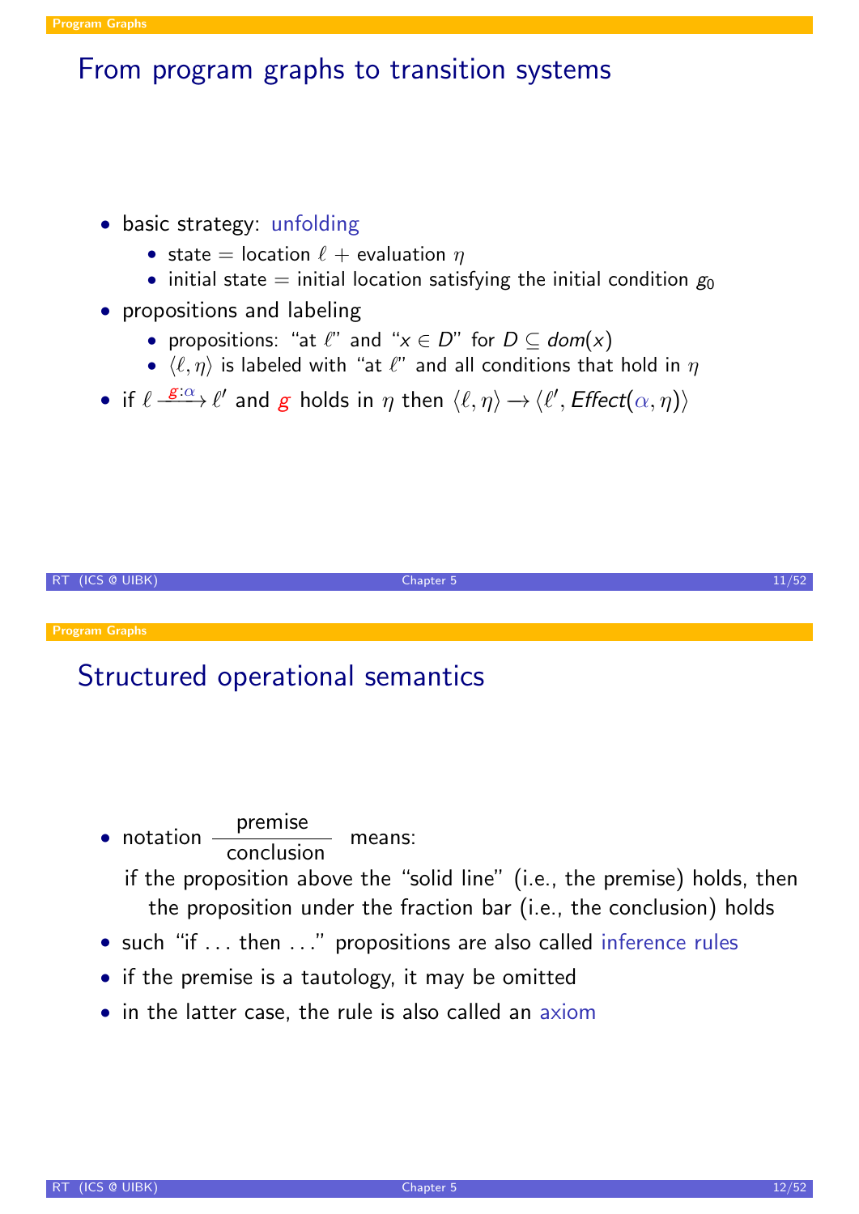## From program graphs to transition systems

- basic strategy: unfolding
  - state = location $\ell$ + evaluation $\eta$
  - initial state = initial location satisfying the initial condition $g_0$
- propositions and labeling
  - propositions: "at $\ell$" and "$x \in D$" for $D \subseteq dom(x)$
  - $\langle \ell, \eta \rangle$ is labeled with "at $\ell$" and all conditions that hold in $\eta$
- if $\ell \xrightarrow{g:\alpha} \ell'$ and $g$ holds in $\eta$ then $\langle \ell, \eta \rangle \rightarrow \langle \ell', \mathit{Effect}(\alpha, \eta) \rangle$

## Structured operational semantics

- notation $\dfrac{\text{premise}}{\text{conclusion}}$ means:
  if the proposition above the "solid line" (i.e., the premise) holds, then the proposition under the fraction bar (i.e., the conclusion) holds
- such "if ... then ..." propositions are also called inference rules
- if the premise is a tautology, it may be omitted
- in the latter case, the rule is also called an axiom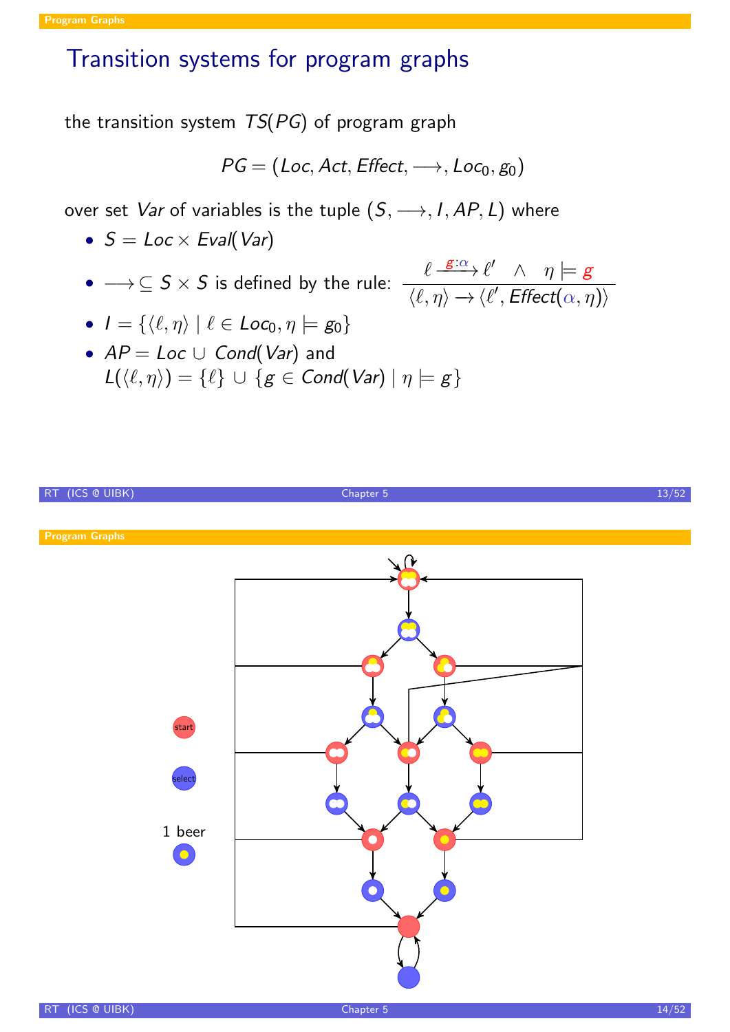# Transition systems for program graphs

the transition system $TS(PG)$ of program graph

$$PG = (Loc, Act, Effect, \longrightarrow, Loc_0, g_0)$$

over set $Var$ of variables is the tuple $(S, \longrightarrow, I, AP, L)$ where

- $S = Loc \times Eval(Var)$
- $\longrightarrow \subseteq S \times S$ is defined by the rule: $\dfrac{\ell \xrightarrow{g:\alpha} \ell' \quad \wedge \quad \eta \models g}{\langle \ell, \eta \rangle \rightarrow \langle \ell', Effect(\alpha, \eta) \rangle}$
- $I = \{ \langle \ell, \eta \rangle \mid \ell \in Loc_0, \eta \models g_0 \}$
- $AP = Loc \cup Cond(Var)$ and
  $L(\langle \ell, \eta \rangle) = \{\ell\} \cup \{ g \in Cond(Var) \mid \eta \models g \}$

start

select

1 beer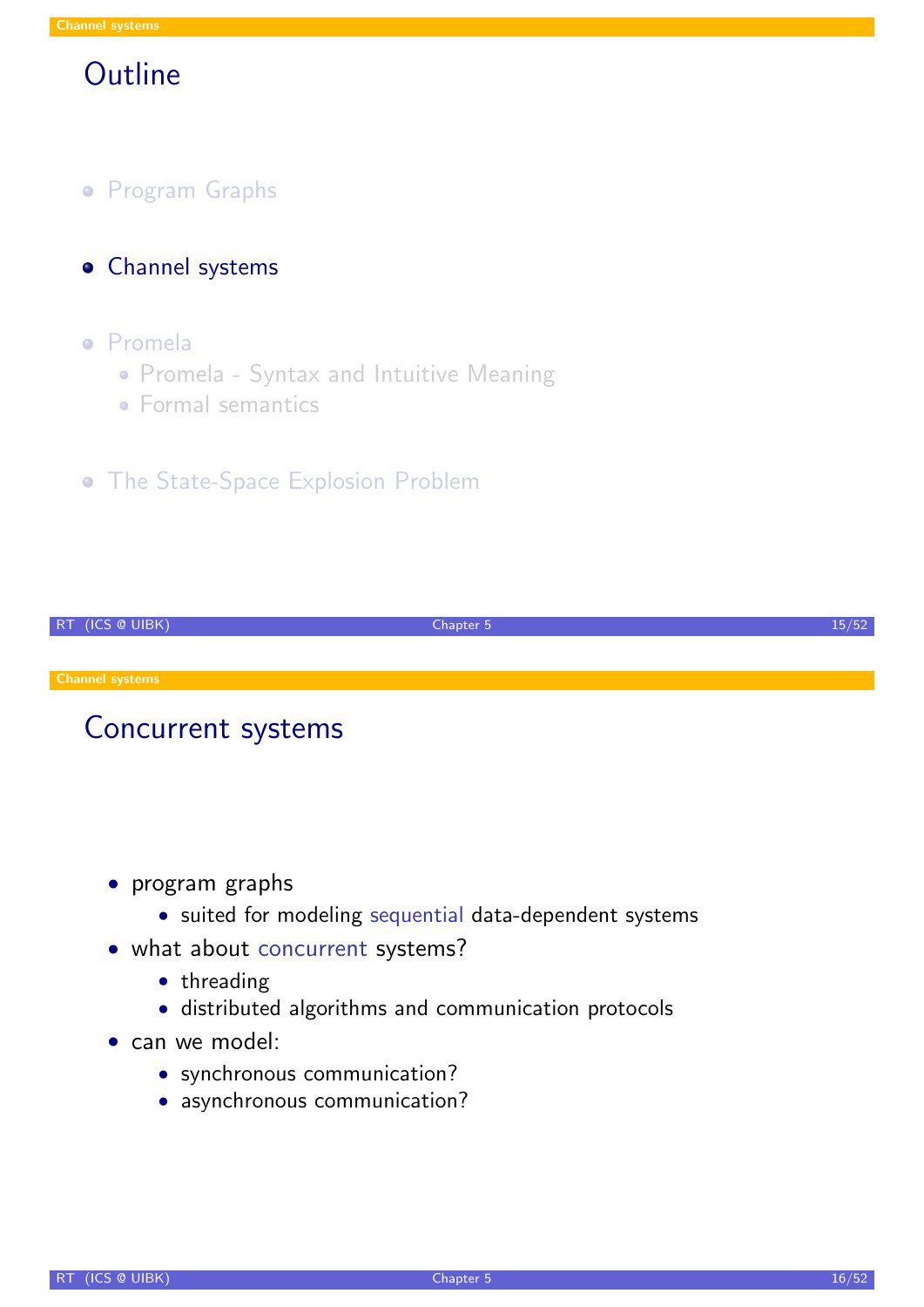## Outline

- Program Graphs
- Channel systems
- Promela
  - Promela - Syntax and Intuitive Meaning
  - Formal semantics
- The State-Space Explosion Problem

## Concurrent systems

- program graphs
  - suited for modeling sequential data-dependent systems
- what about concurrent systems?
  - threading
  - distributed algorithms and communication protocols
- can we model:
  - synchronous communication?
  - asynchronous communication?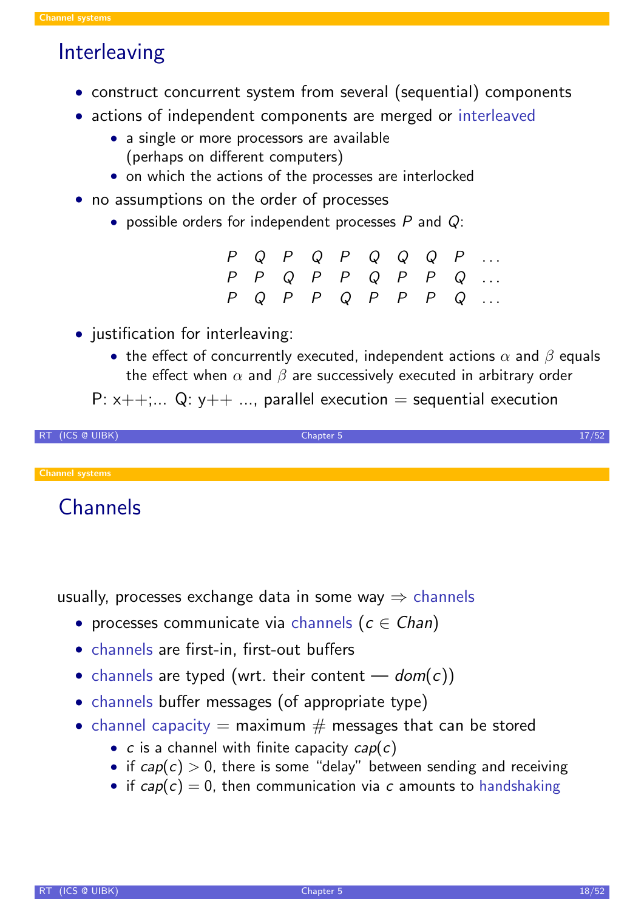## Interleaving

- construct concurrent system from several (sequential) components
- actions of independent components are merged or interleaved
  - a single or more processors are available (perhaps on different computers)
  - on which the actions of the processes are interlocked
- no assumptions on the order of processes
  - possible orders for independent processes $P$ and $Q$:

$$
\begin{array}{cccccccccc}
P & Q & P & Q & P & Q & Q & Q & P & \ldots \\
P & P & Q & P & P & Q & P & P & Q & \ldots \\
P & Q & P & P & Q & P & P & P & Q & \ldots
\end{array}
$$

- justification for interleaving:
  - the effect of concurrently executed, independent actions $\alpha$ and $\beta$ equals the effect when $\alpha$ and $\beta$ are successively executed in arbitrary order

  P: x++;... Q: y++ ..., parallel execution = sequential execution

## Channels

usually, processes exchange data in some way $\Rightarrow$ channels

- processes communicate via channels ($c \in \mathit{Chan}$)
- channels are first-in, first-out buffers
- channels are typed (wrt. their content — $\mathit{dom}(c)$)
- channels buffer messages (of appropriate type)
- channel capacity = maximum # messages that can be stored
  - $c$ is a channel with finite capacity $\mathit{cap}(c)$
  - if $\mathit{cap}(c) > 0$, there is some "delay" between sending and receiving
  - if $\mathit{cap}(c) = 0$, then communication via $c$ amounts to handshaking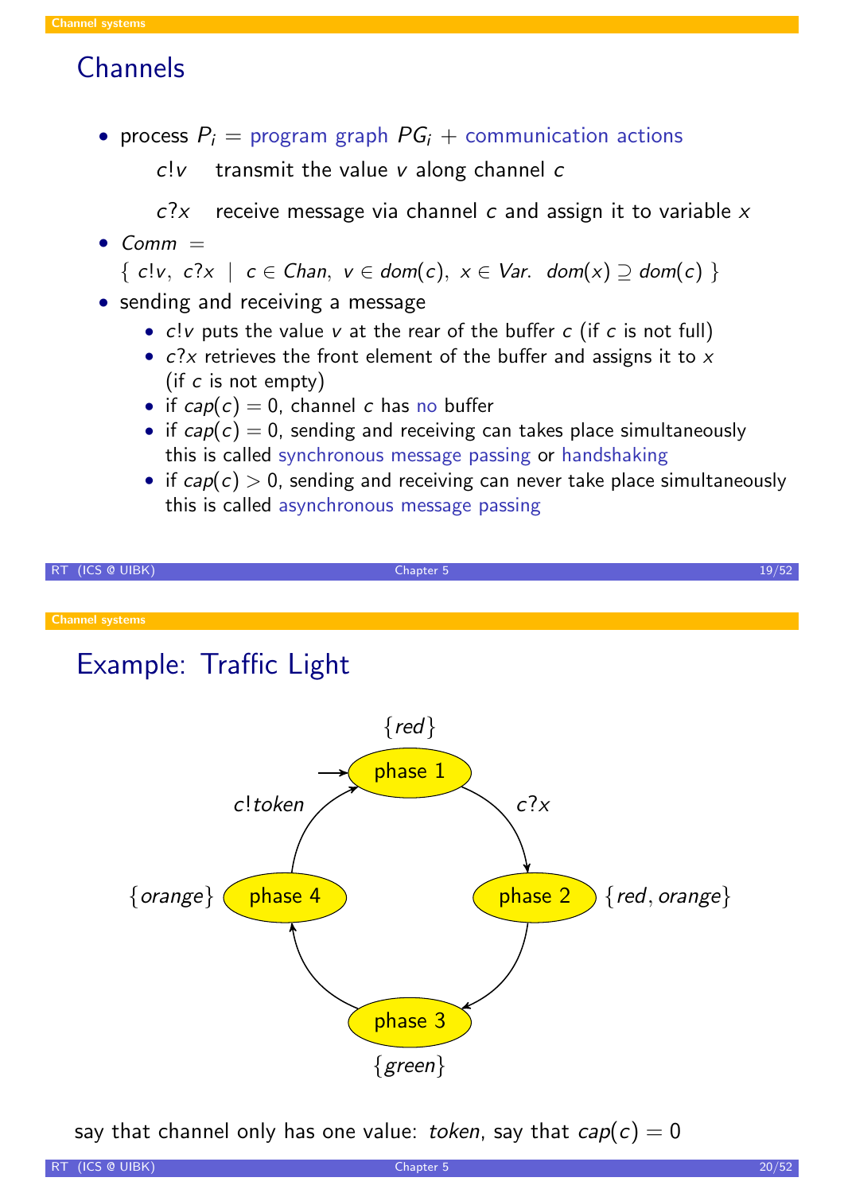## Channels

- process $P_i$ = program graph $PG_i$ + communication actions

  $c!v$ transmit the value $v$ along channel $c$

  $c?x$ receive message via channel $c$ and assign it to variable $x$
- $Comm$ =
  $\{ \; c!v, \; c?x \; \mid \; c \in Chan, \; v \in dom(c), \; x \in Var. \; dom(x) \supseteq dom(c) \; \}$
- sending and receiving a message
  - $c!v$ puts the value $v$ at the rear of the buffer $c$ (if $c$ is not full)
  - $c?x$ retrieves the front element of the buffer and assigns it to $x$ (if $c$ is not empty)
  - if $cap(c) = 0$, channel $c$ has no buffer
  - if $cap(c) = 0$, sending and receiving can takes place simultaneously this is called synchronous message passing or handshaking
  - if $cap(c) > 0$, sending and receiving can never take place simultaneously this is called asynchronous message passing

## Example: Traffic Light

phase 1 $\{red\}$ (initial) —$c?x$→ phase 2 $\{red, orange\}$ → phase 3 $\{green\}$ → phase 4 $\{orange\}$ —$c!token$→ phase 1

say that channel only has one value: *token*, say that $cap(c) = 0$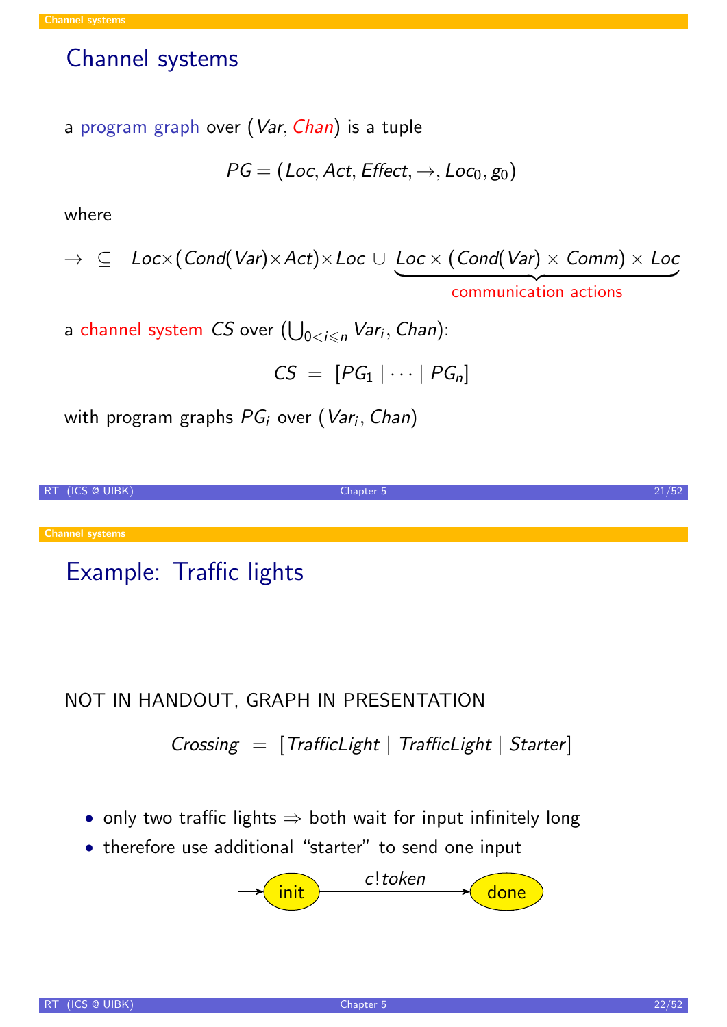# Channel systems

a program graph over $(Var, Chan)$ is a tuple

$$PG = (Loc, Act, Effect, \rightarrow, Loc_0, g_0)$$

where

$$\rightarrow \;\subseteq\; Loc \times (Cond(Var) \times Act) \times Loc \;\cup\; \underbrace{Loc \times (Cond(Var) \times Comm) \times Loc}_{\text{communication actions}}$$

a channel system $CS$ over $(\bigcup_{0<i\leqslant n} Var_i, Chan)$:

$$CS \;=\; [PG_1 \mid \cdots \mid PG_n]$$

with program graphs $PG_i$ over $(Var_i, Chan)$

# Example: Traffic lights

NOT IN HANDOUT, GRAPH IN PRESENTATION

$$Crossing \;=\; [TrafficLight \mid TrafficLight \mid Starter]$$

- only two traffic lights $\Rightarrow$ both wait for input infinitely long
- therefore use additional "starter" to send one input

$$\rightarrow \text{init} \xrightarrow{c!token} \text{done}$$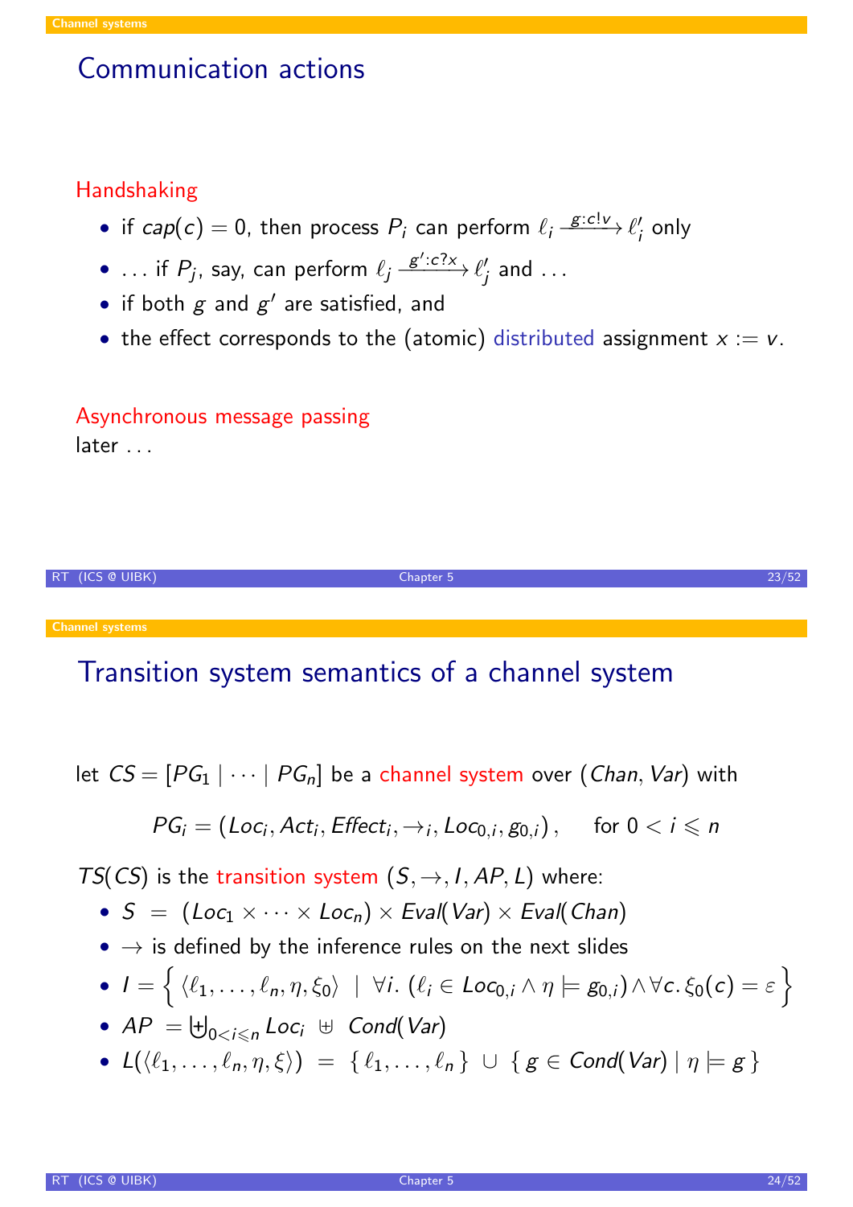## Communication actions

**Handshaking**

- if $cap(c) = 0$, then process $P_i$ can perform $\ell_i \xrightarrow{g:c!v} \ell_i'$ only
- ... if $P_j$, say, can perform $\ell_j \xrightarrow{g':c?x} \ell_j'$ and ...
- if both $g$ and $g'$ are satisfied, and
- the effect corresponds to the (atomic) distributed assignment $x := v$.

**Asynchronous message passing**

later ...

## Transition system semantics of a channel system

let $CS = [PG_1 \mid \cdots \mid PG_n]$ be a channel system over $(Chan, Var)$ with

$$PG_i = (Loc_i, Act_i, Effect_i, \rightarrow_i, Loc_{0,i}, g_{0,i}), \quad \text{for } 0 < i \leqslant n$$

$TS(CS)$ is the transition system $(S, \rightarrow, I, AP, L)$ where:

- $S = (Loc_1 \times \cdots \times Loc_n) \times Eval(Var) \times Eval(Chan)$
- $\rightarrow$ is defined by the inference rules on the next slides
- $I = \left\{ \langle \ell_1, \ldots, \ell_n, \eta, \xi_0 \rangle \mid \forall i.\ (\ell_i \in Loc_{0,i} \wedge \eta \models g_{0,i}) \wedge \forall c.\ \xi_0(c) = \varepsilon \right\}$
- $AP = \biguplus_{0<i\leqslant n} Loc_i \uplus Cond(Var)$
- $L(\langle \ell_1, \ldots, \ell_n, \eta, \xi \rangle) = \{ \ell_1, \ldots, \ell_n \} \cup \{ g \in Cond(Var) \mid \eta \models g \}$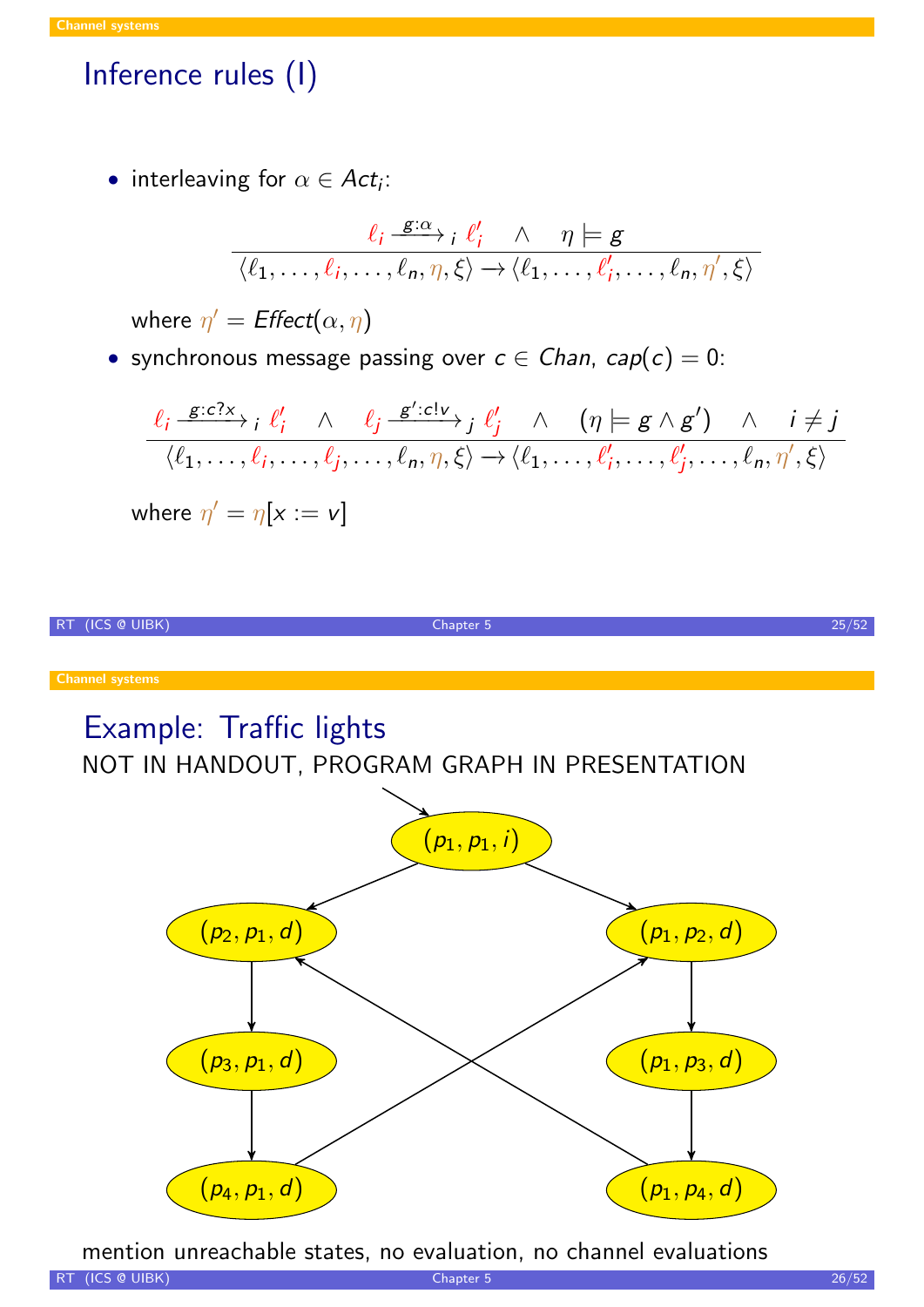# Inference rules (I)

- interleaving for $\alpha \in Act_i$:

$$\frac{\ell_i \xrightarrow{g:\alpha}_i \ell_i' \quad \wedge \quad \eta \models g}{\langle \ell_1, \ldots, \ell_i, \ldots, \ell_n, \eta, \xi \rangle \rightarrow \langle \ell_1, \ldots, \ell_i', \ldots, \ell_n, \eta', \xi \rangle}$$

  where $\eta' = \mathit{Effect}(\alpha, \eta)$

- synchronous message passing over $c \in Chan$, $cap(c) = 0$:

$$\frac{\ell_i \xrightarrow{g:c?x}_i \ell_i' \quad \wedge \quad \ell_j \xrightarrow{g':c!v}_j \ell_j' \quad \wedge \quad (\eta \models g \wedge g') \quad \wedge \quad i \neq j}{\langle \ell_1, \ldots, \ell_i, \ldots, \ell_j, \ldots, \ell_n, \eta, \xi \rangle \rightarrow \langle \ell_1, \ldots, \ell_i', \ldots, \ell_j', \ldots, \ell_n, \eta', \xi \rangle}$$

  where $\eta' = \eta[x := v]$

# Example: Traffic lights

NOT IN HANDOUT, PROGRAM GRAPH IN PRESENTATION

Initial state: $(p_1, p_1, i)$

- $(p_1, p_1, i) \rightarrow (p_2, p_1, d)$
- $(p_1, p_1, i) \rightarrow (p_1, p_2, d)$
- $(p_2, p_1, d) \rightarrow (p_3, p_1, d)$
- $(p_3, p_1, d) \rightarrow (p_4, p_1, d)$
- $(p_4, p_1, d) \rightarrow (p_1, p_2, d)$
- $(p_1, p_2, d) \rightarrow (p_1, p_3, d)$
- $(p_1, p_3, d) \rightarrow (p_1, p_4, d)$
- $(p_1, p_4, d) \rightarrow (p_2, p_1, d)$

mention unreachable states, no evaluation, no channel evaluations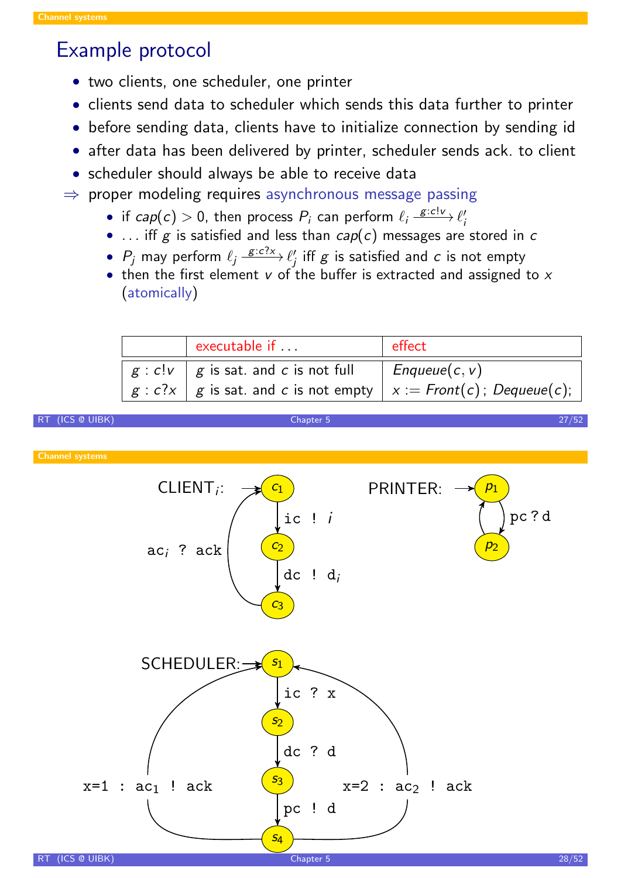## Example protocol

- two clients, one scheduler, one printer
- clients send data to scheduler which sends this data further to printer
- before sending data, clients have to initialize connection by sending id
- after data has been delivered by printer, scheduler sends ack. to client
- scheduler should always be able to receive data

⇒ proper modeling requires asynchronous message passing

- if $cap(c) > 0$, then process $P_i$ can perform $\ell_i \xrightarrow{g:c!v} \ell_i'$
- … iff $g$ is satisfied and less than $cap(c)$ messages are stored in $c$
- $P_j$ may perform $\ell_j \xrightarrow{g:c?x} \ell_j'$ iff $g$ is satisfied and $c$ is not empty
- then the first element $v$ of the buffer is extracted and assigned to $x$ (atomically)

| | executable if … | effect |
|---|---|---|
| $g : c!v$ | $g$ is sat. and $c$ is not full | $Enqueue(c, v)$ |
| $g : c?x$ | $g$ is sat. and $c$ is not empty | $x := Front(c)\,;\, Dequeue(c);$ |

CLIENT$_i$: $c_1 \xrightarrow{\texttt{ic ! } i} c_2 \xrightarrow{\texttt{dc ! d}_i} c_3 \xrightarrow{\texttt{ac}_i\texttt{ ? ack}} c_1$

PRINTER: $p_1 \xrightarrow{\texttt{pc ? d}} p_2 \rightarrow p_1$

SCHEDULER: $s_1 \xrightarrow{\texttt{ic ? x}} s_2 \xrightarrow{\texttt{dc ? d}} s_3 \xrightarrow{\texttt{pc ! d}} s_4$; $s_4 \xrightarrow{\texttt{x=1 : ac}_1\texttt{ ! ack}} s_1$; $s_4 \xrightarrow{\texttt{x=2 : ac}_2\texttt{ ! ack}} s_1$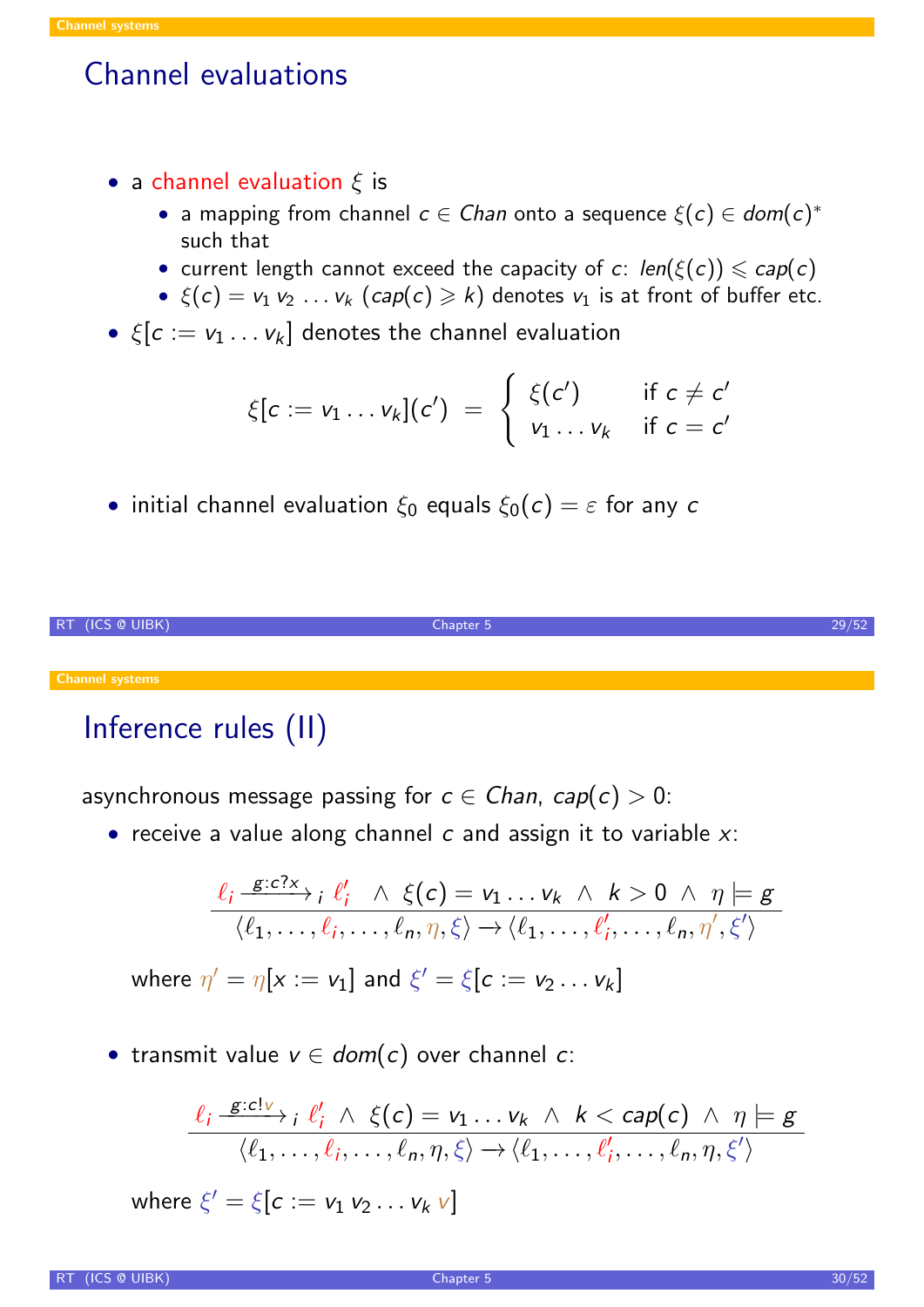## Channel evaluations

- a channel evaluation $\xi$ is
  - a mapping from channel $c \in \mathit{Chan}$ onto a sequence $\xi(c) \in \mathit{dom}(c)^*$ such that
  - current length cannot exceed the capacity of $c$: $\mathit{len}(\xi(c)) \leqslant \mathit{cap}(c)$
  - $\xi(c) = v_1\, v_2 \ldots v_k$ ($\mathit{cap}(c) \geqslant k$) denotes $v_1$ is at front of buffer etc.
- $\xi[c := v_1 \ldots v_k]$ denotes the channel evaluation

$$\xi[c := v_1 \ldots v_k](c') = \begin{cases} \xi(c') & \text{if } c \neq c' \\ v_1 \ldots v_k & \text{if } c = c' \end{cases}$$

- initial channel evaluation $\xi_0$ equals $\xi_0(c) = \varepsilon$ for any $c$

## Inference rules (II)

asynchronous message passing for $c \in \mathit{Chan}$, $\mathit{cap}(c) > 0$:

- receive a value along channel $c$ and assign it to variable $x$:

$$\frac{\ell_i \xrightarrow{g:c?x}{}_i\, \ell_i' \;\wedge\; \xi(c) = v_1 \ldots v_k \;\wedge\; k > 0 \;\wedge\; \eta \models g}{\langle \ell_1, \ldots, \ell_i, \ldots, \ell_n, \eta, \xi \rangle \rightarrow \langle \ell_1, \ldots, \ell_i', \ldots, \ell_n, \eta', \xi' \rangle}$$

where $\eta' = \eta[x := v_1]$ and $\xi' = \xi[c := v_2 \ldots v_k]$

- transmit value $v \in \mathit{dom}(c)$ over channel $c$:

$$\frac{\ell_i \xrightarrow{g:c!v}{}_i\, \ell_i' \;\wedge\; \xi(c) = v_1 \ldots v_k \;\wedge\; k < \mathit{cap}(c) \;\wedge\; \eta \models g}{\langle \ell_1, \ldots, \ell_i, \ldots, \ell_n, \eta, \xi \rangle \rightarrow \langle \ell_1, \ldots, \ell_i', \ldots, \ell_n, \eta, \xi' \rangle}$$

where $\xi' = \xi[c := v_1\, v_2 \ldots v_k\, v]$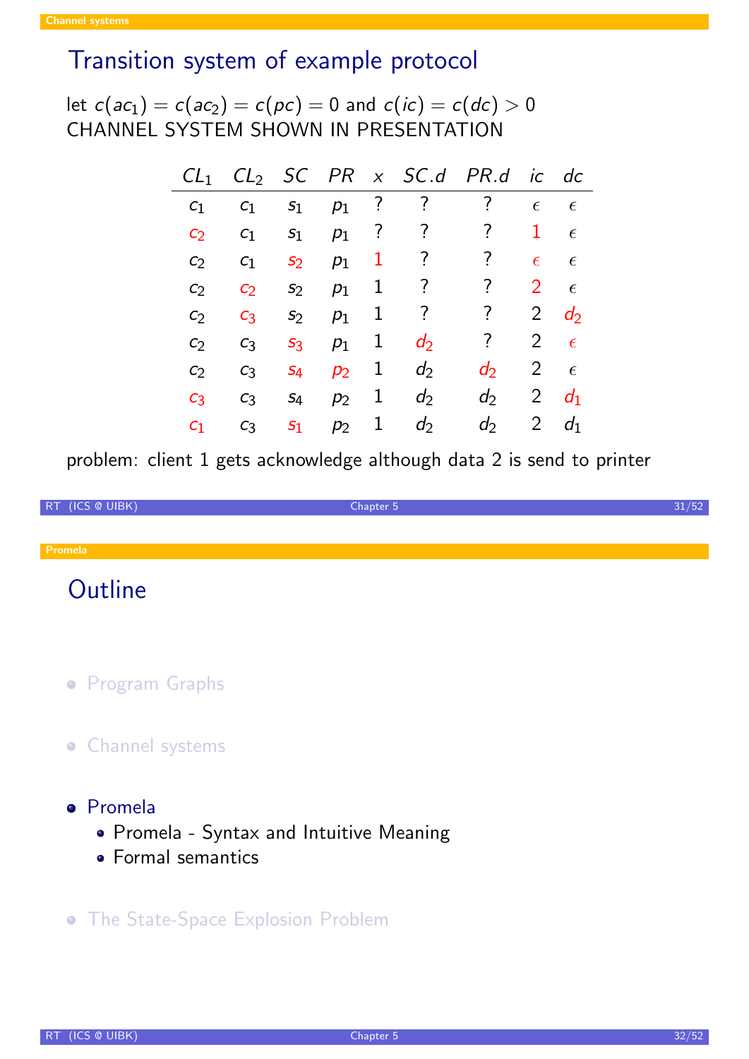## Transition system of example protocol

let $c(ac_1) = c(ac_2) = c(pc) = 0$ and $c(ic) = c(dc) > 0$
CHANNEL SYSTEM SHOWN IN PRESENTATION

| $CL_1$ | $CL_2$ | $SC$ | $PR$ | $x$ | $SC.d$ | $PR.d$ | $ic$ | $dc$ |
|---|---|---|---|---|---|---|---|---|
| $c_1$ | $c_1$ | $s_1$ | $p_1$ | ? | ? | ? | $\epsilon$ | $\epsilon$ |
| $c_2$ | $c_1$ | $s_1$ | $p_1$ | ? | ? | ? | 1 | $\epsilon$ |
| $c_2$ | $c_1$ | $s_2$ | $p_1$ | 1 | ? | ? | $\epsilon$ | $\epsilon$ |
| $c_2$ | $c_2$ | $s_2$ | $p_1$ | 1 | ? | ? | 2 | $\epsilon$ |
| $c_2$ | $c_3$ | $s_2$ | $p_1$ | 1 | ? | ? | 2 | $d_2$ |
| $c_2$ | $c_3$ | $s_3$ | $p_1$ | 1 | $d_2$ | ? | 2 | $\epsilon$ |
| $c_2$ | $c_3$ | $s_4$ | $p_2$ | 1 | $d_2$ | $d_2$ | 2 | $\epsilon$ |
| $c_3$ | $c_3$ | $s_4$ | $p_2$ | 1 | $d_2$ | $d_2$ | 2 | $d_1$ |
| $c_1$ | $c_3$ | $s_1$ | $p_2$ | 1 | $d_2$ | $d_2$ | 2 | $d_1$ |

problem: client 1 gets acknowledge although data 2 is send to printer

## Outline

- Program Graphs
- Channel systems
- Promela
  - Promela - Syntax and Intuitive Meaning
  - Formal semantics
- The State-Space Explosion Problem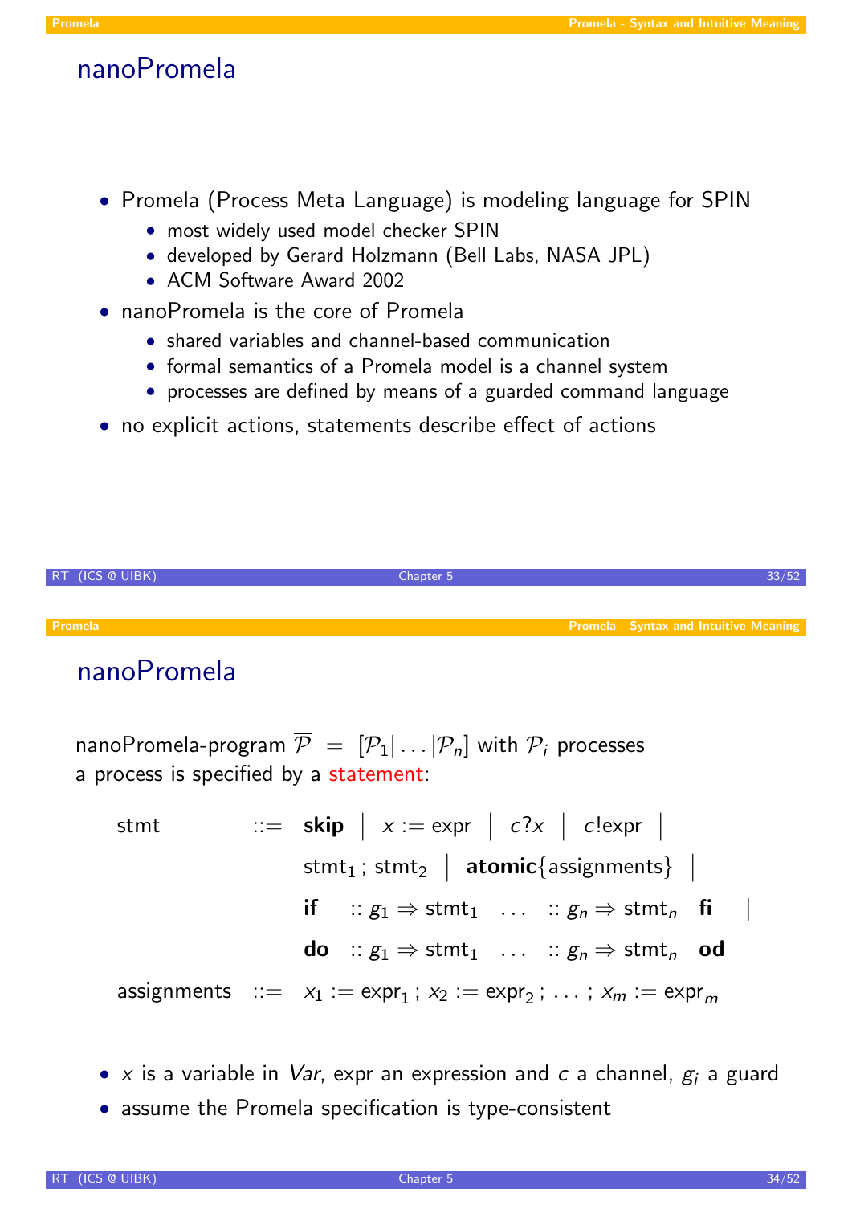## nanoPromela

- Promela (Process Meta Language) is modeling language for SPIN
  - most widely used model checker SPIN
  - developed by Gerard Holzmann (Bell Labs, NASA JPL)
  - ACM Software Award 2002
- nanoPromela is the core of Promela
  - shared variables and channel-based communication
  - formal semantics of a Promela model is a channel system
  - processes are defined by means of a guarded command language
- no explicit actions, statements describe effect of actions

## nanoPromela

nanoPromela-program $\overline{\mathcal{P}} = [\mathcal{P}_1 | \dots | \mathcal{P}_n]$ with $\mathcal{P}_i$ processes
a process is specified by a statement:

$$
\begin{array}{lcl}
\text{stmt} & ::= & \textbf{skip} \;\mid\; x := \text{expr} \;\mid\; c?x \;\mid\; c!\text{expr} \;\mid \\
 & & \text{stmt}_1 \,;\, \text{stmt}_2 \;\mid\; \textbf{atomic}\{\text{assignments}\} \;\mid \\
 & & \textbf{if} \;\; :: g_1 \Rightarrow \text{stmt}_1 \;\; \dots \;\; :: g_n \Rightarrow \text{stmt}_n \;\; \textbf{fi} \;\;\mid \\
 & & \textbf{do} \;\; :: g_1 \Rightarrow \text{stmt}_1 \;\; \dots \;\; :: g_n \Rightarrow \text{stmt}_n \;\; \textbf{od} \\
\text{assignments} & ::= & x_1 := \text{expr}_1 \,;\, x_2 := \text{expr}_2 \,;\, \dots \,;\, x_m := \text{expr}_m
\end{array}
$$

- $x$ is a variable in *Var*, expr an expression and $c$ a channel, $g_i$ a guard
- assume the Promela specification is type-consistent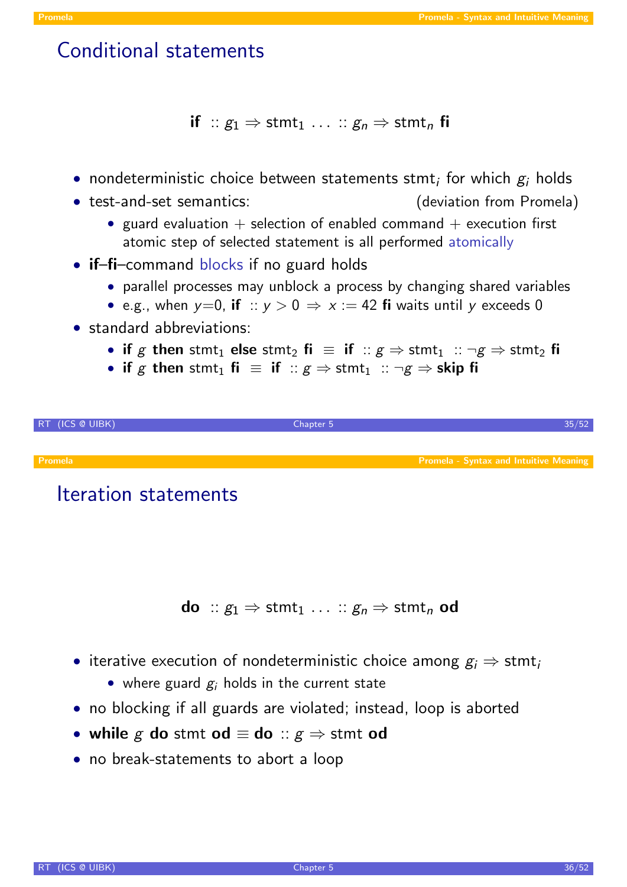## Conditional statements

$$\textbf{if} \ :: g_1 \Rightarrow \mathsf{stmt}_1 \ \ldots \ :: g_n \Rightarrow \mathsf{stmt}_n \ \textbf{fi}$$

- nondeterministic choice between statements $\mathsf{stmt}_i$ for which $g_i$ holds
- test-and-set semantics: (deviation from Promela)
  - guard evaluation + selection of enabled command + execution first atomic step of selected statement is all performed atomically
- **if**–**fi**–command blocks if no guard holds
  - parallel processes may unblock a process by changing shared variables
  - e.g., when $y$=0, **if** $:: y > 0 \Rightarrow x := 42$ **fi** waits until $y$ exceeds 0
- standard abbreviations:
  - **if** $g$ **then** $\mathsf{stmt}_1$ **else** $\mathsf{stmt}_2$ **fi** $\equiv$ **if** $:: g \Rightarrow \mathsf{stmt}_1 \ :: \neg g \Rightarrow \mathsf{stmt}_2$ **fi**
  - **if** $g$ **then** $\mathsf{stmt}_1$ **fi** $\equiv$ **if** $:: g \Rightarrow \mathsf{stmt}_1 \ :: \neg g \Rightarrow$ **skip fi**

## Iteration statements

$$\textbf{do} \ :: g_1 \Rightarrow \mathsf{stmt}_1 \ \ldots \ :: g_n \Rightarrow \mathsf{stmt}_n \ \textbf{od}$$

- iterative execution of nondeterministic choice among $g_i \Rightarrow \mathsf{stmt}_i$
  - where guard $g_i$ holds in the current state
- no blocking if all guards are violated; instead, loop is aborted
- **while** $g$ **do** stmt **od** $\equiv$ **do** $:: g \Rightarrow$ stmt **od**
- no break-statements to abort a loop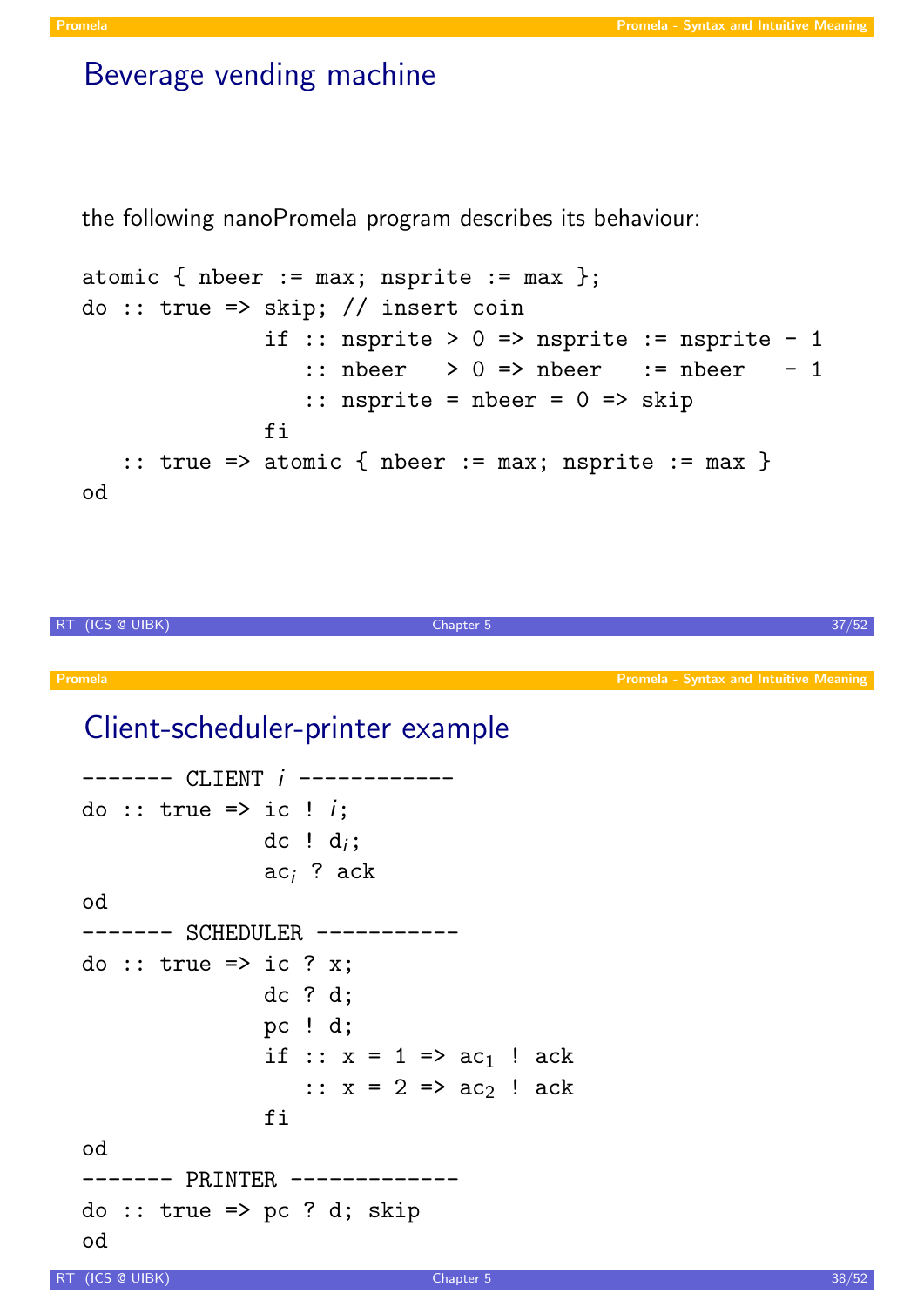## Beverage vending machine

the following nanoPromela program describes its behaviour:

```
atomic { nbeer := max; nsprite := max };
do :: true => skip; // insert coin
              if :: nsprite > 0 => nsprite := nsprite - 1
                 :: nbeer   > 0 => nbeer   := nbeer   - 1
                 :: nsprite = nbeer = 0 => skip
              fi
   :: true => atomic { nbeer := max; nsprite := max }
od
```

## Client-scheduler-printer example

```
------- CLIENT i ------------
do :: true => ic ! i;
              dc ! d_i;
              ac_i ? ack
od
------- SCHEDULER -----------
do :: true => ic ? x;
              dc ? d;
              pc ! d;
              if :: x = 1 => ac_1 ! ack
                 :: x = 2 => ac_2 ! ack
              fi
od
------- PRINTER -------------
do :: true => pc ? d; skip
od
```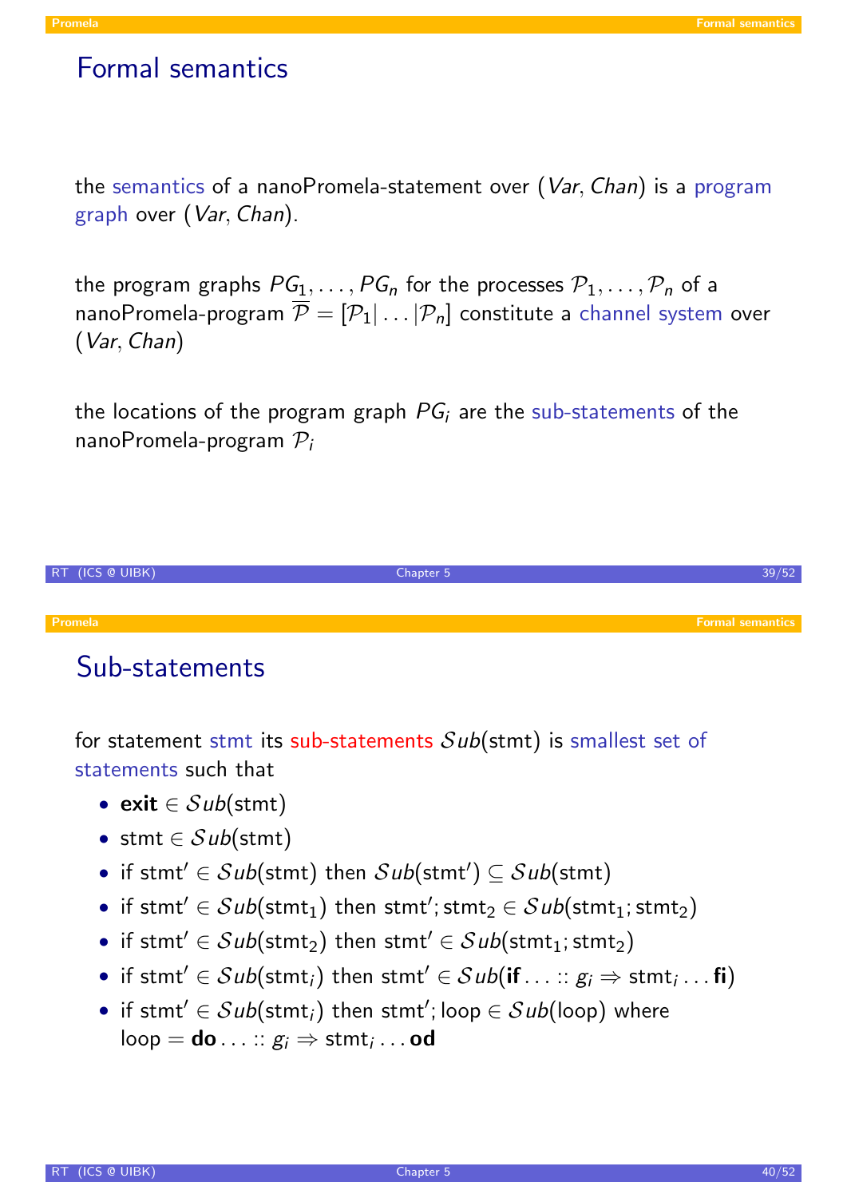# Formal semantics

the semantics of a nanoPromela-statement over $(Var, Chan)$ is a program graph over $(Var, Chan)$.

the program graphs $PG_1, \ldots, PG_n$ for the processes $\mathcal{P}_1, \ldots, \mathcal{P}_n$ of a nanoPromela-program $\overline{\mathcal{P}} = [\mathcal{P}_1 | \ldots | \mathcal{P}_n]$ constitute a channel system over $(Var, Chan)$

the locations of the program graph $PG_i$ are the sub-statements of the nanoPromela-program $\mathcal{P}_i$

# Sub-statements

for statement stmt its sub-statements $\mathcal{S}ub(\text{stmt})$ is smallest set of statements such that

- $\textbf{exit} \in \mathcal{S}ub(\text{stmt})$
- $\text{stmt} \in \mathcal{S}ub(\text{stmt})$
- if $\text{stmt}' \in \mathcal{S}ub(\text{stmt})$ then $\mathcal{S}ub(\text{stmt}') \subseteq \mathcal{S}ub(\text{stmt})$
- if $\text{stmt}' \in \mathcal{S}ub(\text{stmt}_1)$ then $\text{stmt}'; \text{stmt}_2 \in \mathcal{S}ub(\text{stmt}_1; \text{stmt}_2)$
- if $\text{stmt}' \in \mathcal{S}ub(\text{stmt}_2)$ then $\text{stmt}' \in \mathcal{S}ub(\text{stmt}_1; \text{stmt}_2)$
- if $\text{stmt}' \in \mathcal{S}ub(\text{stmt}_i)$ then $\text{stmt}' \in \mathcal{S}ub(\textbf{if} \ldots :: g_i \Rightarrow \text{stmt}_i \ldots \textbf{fi})$
- if $\text{stmt}' \in \mathcal{S}ub(\text{stmt}_i)$ then $\text{stmt}'; \text{loop} \in \mathcal{S}ub(\text{loop})$ where $\text{loop} = \textbf{do} \ldots :: g_i \Rightarrow \text{stmt}_i \ldots \textbf{od}$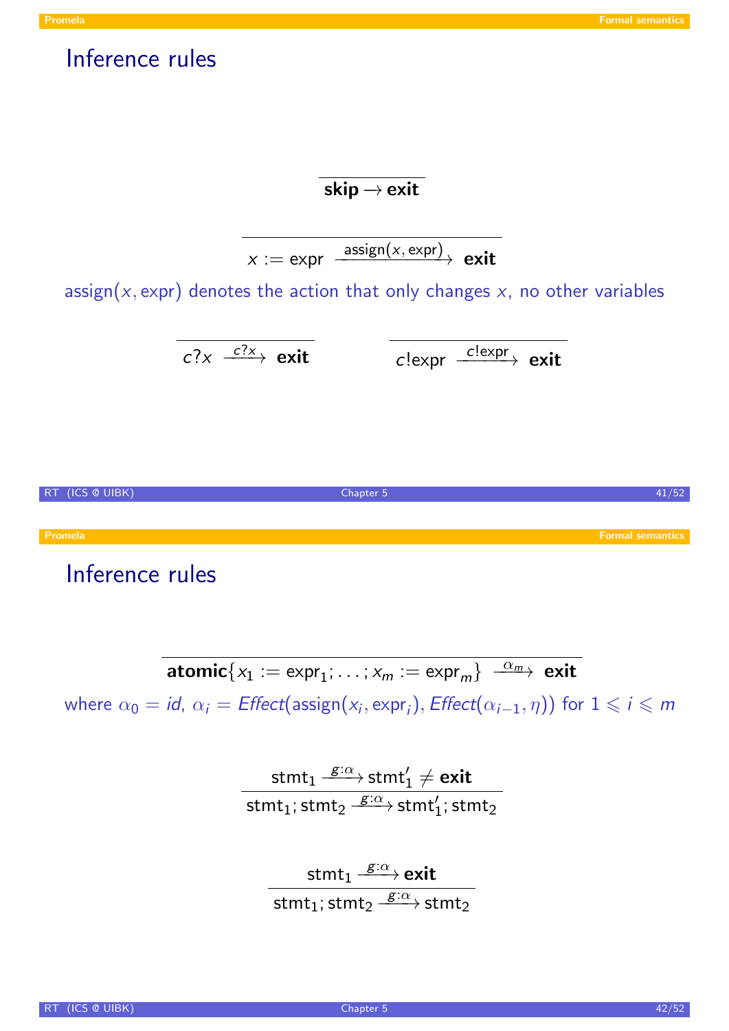## Inference rules

$$\frac{}{\textbf{skip} \rightarrow \textbf{exit}}$$

$$\frac{}{x := \text{expr} \xrightarrow{\text{assign}(x,\,\text{expr})} \textbf{exit}}$$

assign$(x, \text{expr})$ denotes the action that only changes $x$, no other variables

$$\frac{}{c?x \xrightarrow{c?x} \textbf{exit}} \qquad \frac{}{c!\text{expr} \xrightarrow{c!\text{expr}} \textbf{exit}}$$

## Inference rules

$$\frac{}{\textbf{atomic}\{x_1 := \text{expr}_1; \ldots; x_m := \text{expr}_m\} \xrightarrow{\alpha_m} \textbf{exit}}$$

where $\alpha_0 = id$, $\alpha_i = \mathit{Effect}(\text{assign}(x_i, \text{expr}_i), \mathit{Effect}(\alpha_{i-1}, \eta))$ for $1 \leqslant i \leqslant m$

$$\frac{\text{stmt}_1 \xrightarrow{g:\alpha} \text{stmt}_1' \neq \textbf{exit}}{\text{stmt}_1; \text{stmt}_2 \xrightarrow{g:\alpha} \text{stmt}_1'; \text{stmt}_2}$$

$$\frac{\text{stmt}_1 \xrightarrow{g:\alpha} \textbf{exit}}{\text{stmt}_1; \text{stmt}_2 \xrightarrow{g:\alpha} \text{stmt}_2}$$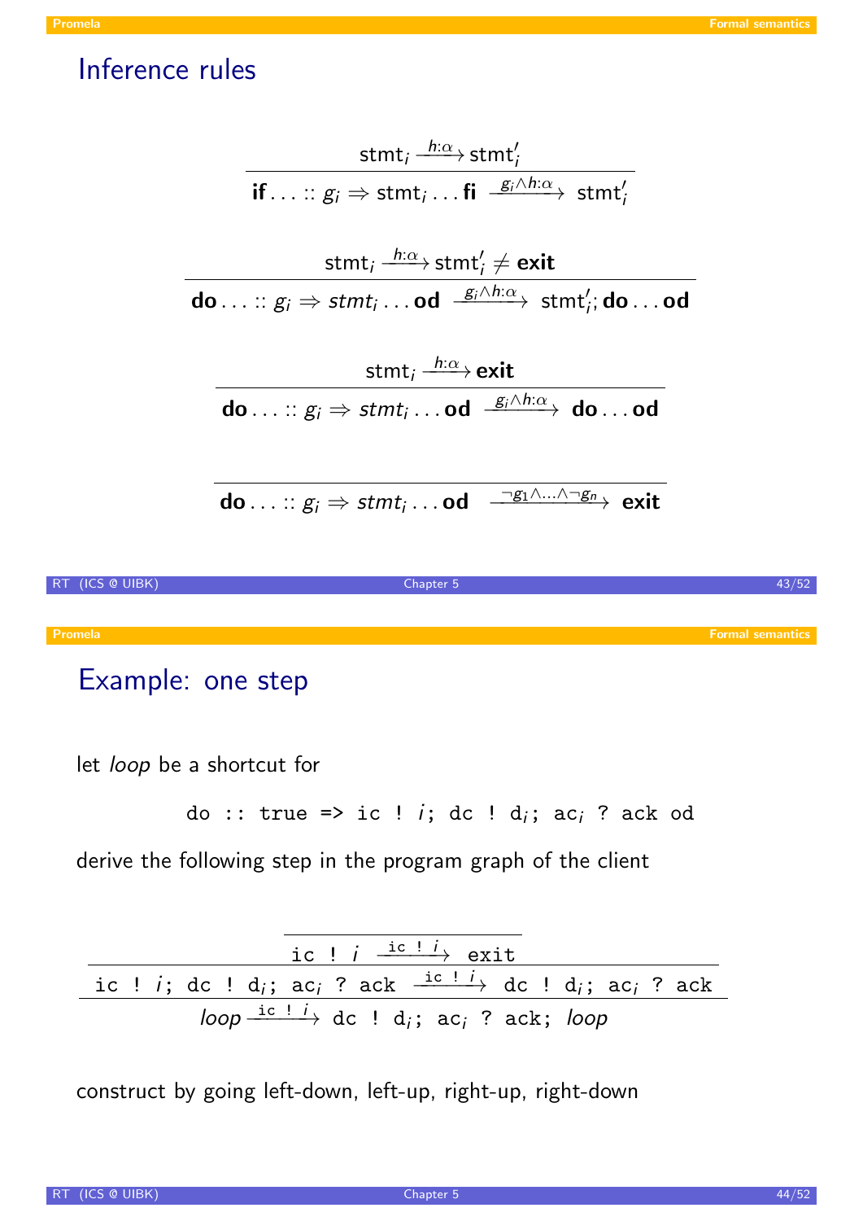## Inference rules

$$\frac{\mathsf{stmt}_i \xrightarrow{h:\alpha} \mathsf{stmt}_i'}{\textbf{if} \ldots :: g_i \Rightarrow \mathsf{stmt}_i \ldots \textbf{fi} \xrightarrow{g_i \wedge h:\alpha} \mathsf{stmt}_i'}$$

$$\frac{\mathsf{stmt}_i \xrightarrow{h:\alpha} \mathsf{stmt}_i' \neq \textbf{exit}}{\textbf{do} \ldots :: g_i \Rightarrow stmt_i \ldots \textbf{od} \xrightarrow{g_i \wedge h:\alpha} \mathsf{stmt}_i'; \textbf{do} \ldots \textbf{od}}$$

$$\frac{\mathsf{stmt}_i \xrightarrow{h:\alpha} \textbf{exit}}{\textbf{do} \ldots :: g_i \Rightarrow stmt_i \ldots \textbf{od} \xrightarrow{g_i \wedge h:\alpha} \textbf{do} \ldots \textbf{od}}$$

$$\frac{}{\textbf{do} \ldots :: g_i \Rightarrow stmt_i \ldots \textbf{od} \xrightarrow{\neg g_1 \wedge \ldots \wedge \neg g_n} \textbf{exit}}$$

## Example: one step

let *loop* be a shortcut for

$$\texttt{do :: true => ic ! } i\texttt{; dc ! d}_i\texttt{; ac}_i\texttt{ ? ack od}$$

derive the following step in the program graph of the client

$$\dfrac{\dfrac{\dfrac{}{\texttt{ic ! } i \xrightarrow{\texttt{ic ! } i} \texttt{exit}}}{\texttt{ic ! } i\texttt{; dc ! d}_i\texttt{; ac}_i\texttt{ ? ack} \xrightarrow{\texttt{ic ! } i} \texttt{dc ! d}_i\texttt{; ac}_i\texttt{ ? ack}}}{loop \xrightarrow{\texttt{ic ! } i} \texttt{dc ! d}_i\texttt{; ac}_i\texttt{ ? ack; } loop}$$

construct by going left-down, left-up, right-up, right-down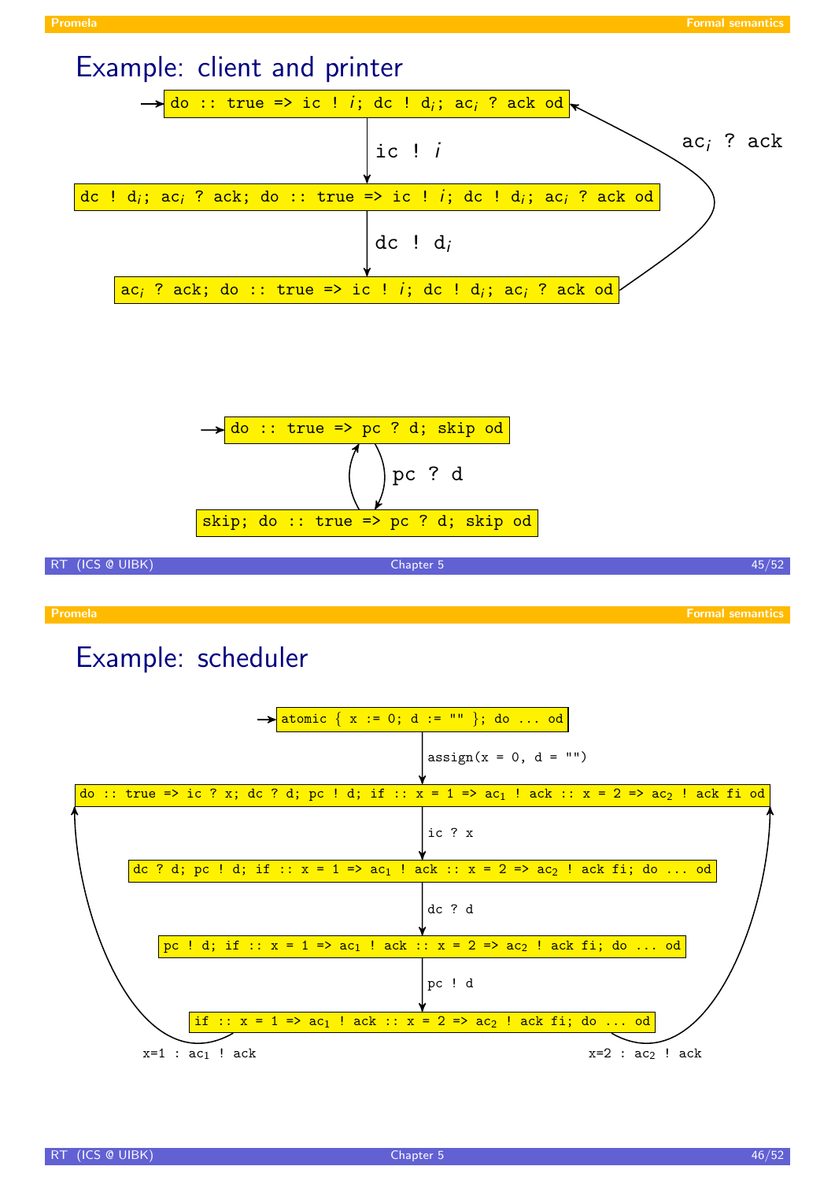## Example: client and printer

```
→ do :: true => ic ! i; dc ! d_i; ac_i ? ack od
      |
      | ic ! i
      v
dc ! d_i; ac_i ? ack; do :: true => ic ! i; dc ! d_i; ac_i ? ack od
      |
      | dc ! d_i
      v
ac_i ? ack; do :: true => ic ! i; dc ! d_i; ac_i ? ack od
      |
      | ac_i ? ack  (back to initial state)
```

```
→ do :: true => pc ? d; skip od
      |
      | pc ? d
      v
skip; do :: true => pc ? d; skip od
      |
      | (back to initial state)
```

## Example: scheduler

```
→ atomic { x := 0; d := "" }; do ... od
      |
      | assign(x = 0, d = "")
      v
do :: true => ic ? x; dc ? d; pc ! d; if :: x = 1 => ac_1 ! ack :: x = 2 => ac_2 ! ack fi od
      |
      | ic ? x
      v
dc ? d; pc ! d; if :: x = 1 => ac_1 ! ack :: x = 2 => ac_2 ! ack fi; do ... od
      |
      | dc ? d
      v
pc ! d; if :: x = 1 => ac_1 ! ack :: x = 2 => ac_2 ! ack fi; do ... od
      |
      | pc ! d
      v
if :: x = 1 => ac_1 ! ack :: x = 2 => ac_2 ! ack fi; do ... od
      |
      | x=1 : ac_1 ! ack  (back to do ... od)
      | x=2 : ac_2 ! ack  (back to do ... od)
```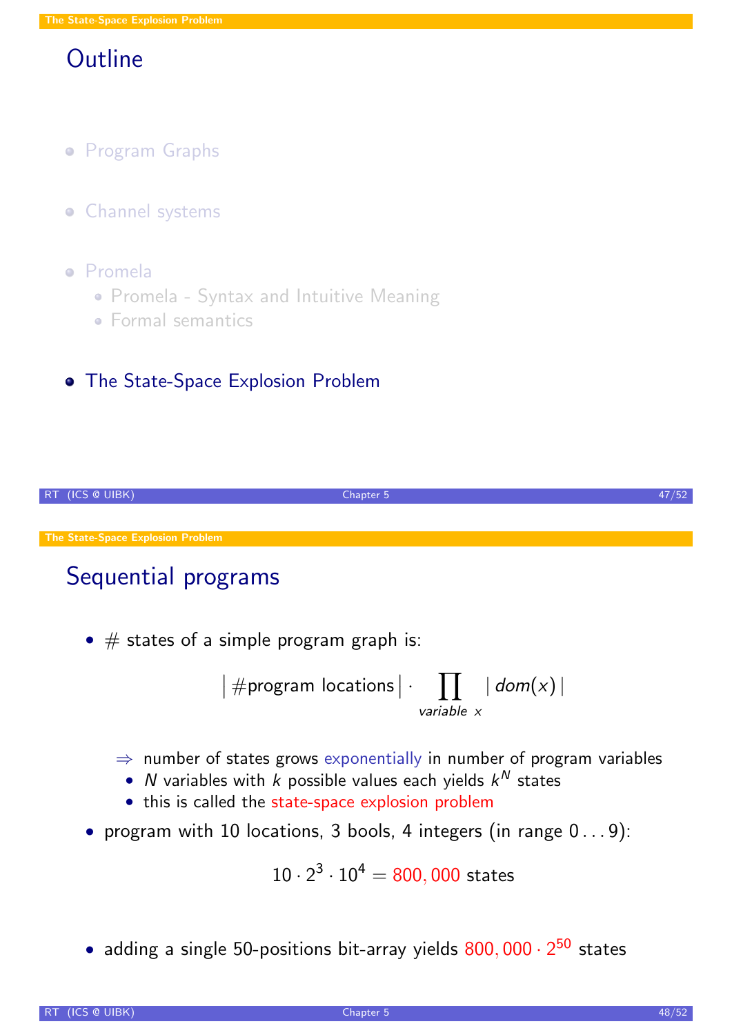## Outline

- Program Graphs
- Channel systems
- Promela
  - Promela - Syntax and Intuitive Meaning
  - Formal semantics
- The State-Space Explosion Problem

## Sequential programs

- # states of a simple program graph is:

$$\left|\,\#\text{program locations}\,\right| \cdot \prod_{\textit{variable } x} \left|\, dom(x) \,\right|$$

  $\Rightarrow$ number of states grows exponentially in number of program variables
  - $N$ variables with $k$ possible values each yields $k^N$ states
  - this is called the state-space explosion problem

- program with 10 locations, 3 bools, 4 integers (in range $0 \ldots 9$):

$$10 \cdot 2^3 \cdot 10^4 = 800,000 \text{ states}$$

- adding a single 50-positions bit-array yields $800,000 \cdot 2^{50}$ states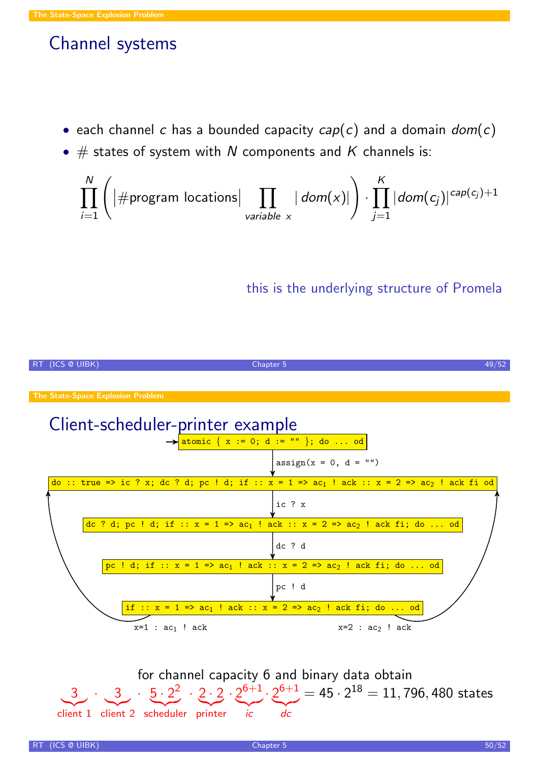## Channel systems

- each channel $c$ has a bounded capacity $cap(c)$ and a domain $dom(c)$
- \# states of system with $N$ components and $K$ channels is:

$$\prod_{i=1}^{N} \left( |\#\text{program locations}| \prod_{\text{variable } x} |\, dom(x)| \right) \cdot \prod_{j=1}^{K} |dom(c_j)|^{cap(c_j)+1}$$

this is the underlying structure of Promela

## Client-scheduler-printer example

```
→ atomic { x := 0; d := "" }; do ... od
      | assign(x = 0, d = "")
      v
do :: true => ic ? x; dc ? d; pc ! d; if :: x = 1 => ac1 ! ack :: x = 2 => ac2 ! ack fi od
      | ic ? x
      v
dc ? d; pc ! d; if :: x = 1 => ac1 ! ack :: x = 2 => ac2 ! ack fi; do ... od
      | dc ? d
      v
pc ! d; if :: x = 1 => ac1 ! ack :: x = 2 => ac2 ! ack fi; do ... od
      | pc ! d
      v
if :: x = 1 => ac1 ! ack :: x = 2 => ac2 ! ack fi; do ... od
      x=1 : ac1 ! ack   (back to do ... od)
      x=2 : ac2 ! ack   (back to do ... od)
```

for channel capacity 6 and binary data obtain

$$\underbrace{3}_{\text{client 1}} \cdot \underbrace{3}_{\text{client 2}} \cdot \underbrace{5 \cdot 2^2}_{\text{scheduler}} \cdot \underbrace{2 \cdot 2}_{\text{printer}} \cdot \underbrace{2^{6+1}}_{ic} \cdot \underbrace{2^{6+1}}_{dc} = 45 \cdot 2^{18} = 11,796,480 \text{ states}$$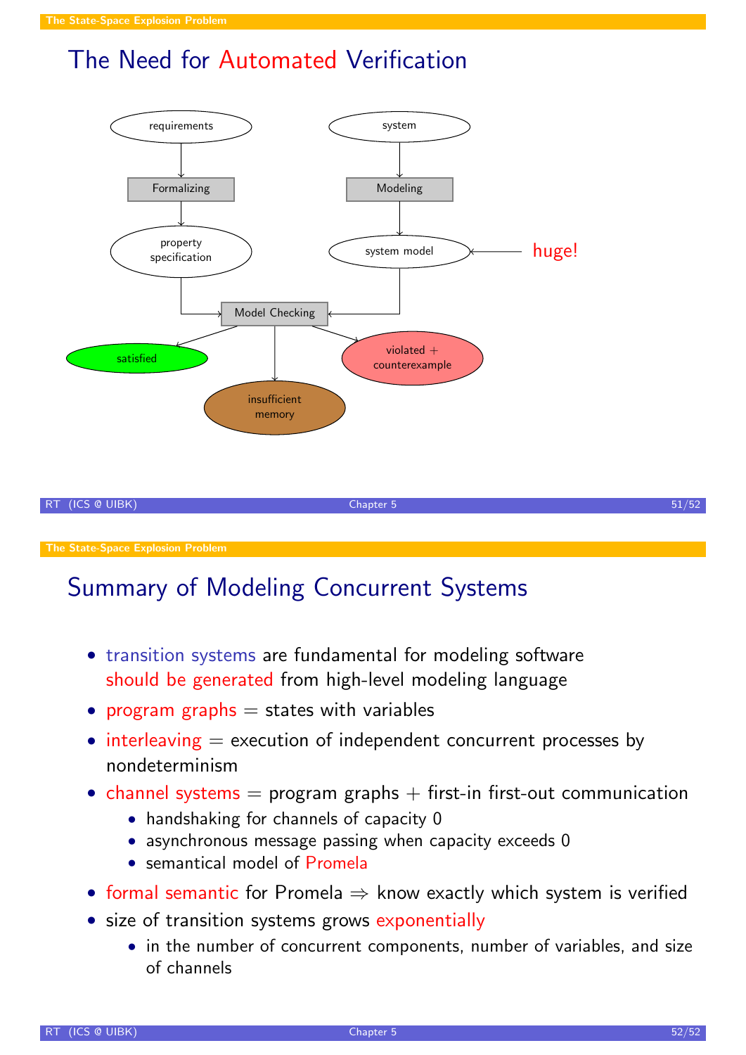# The Need for Automated Verification

requirements

Formalizing

property specification

system

Modeling

system model

huge!

Model Checking

satisfied

insufficient memory

violated + counterexample

# Summary of Modeling Concurrent Systems

- transition systems are fundamental for modeling software should be generated from high-level modeling language
- program graphs = states with variables
- interleaving = execution of independent concurrent processes by nondeterminism
- channel systems = program graphs + first-in first-out communication
  - handshaking for channels of capacity 0
  - asynchronous message passing when capacity exceeds 0
  - semantical model of Promela
- formal semantic for Promela ⇒ know exactly which system is verified
- size of transition systems grows exponentially
  - in the number of concurrent components, number of variables, and size of channels